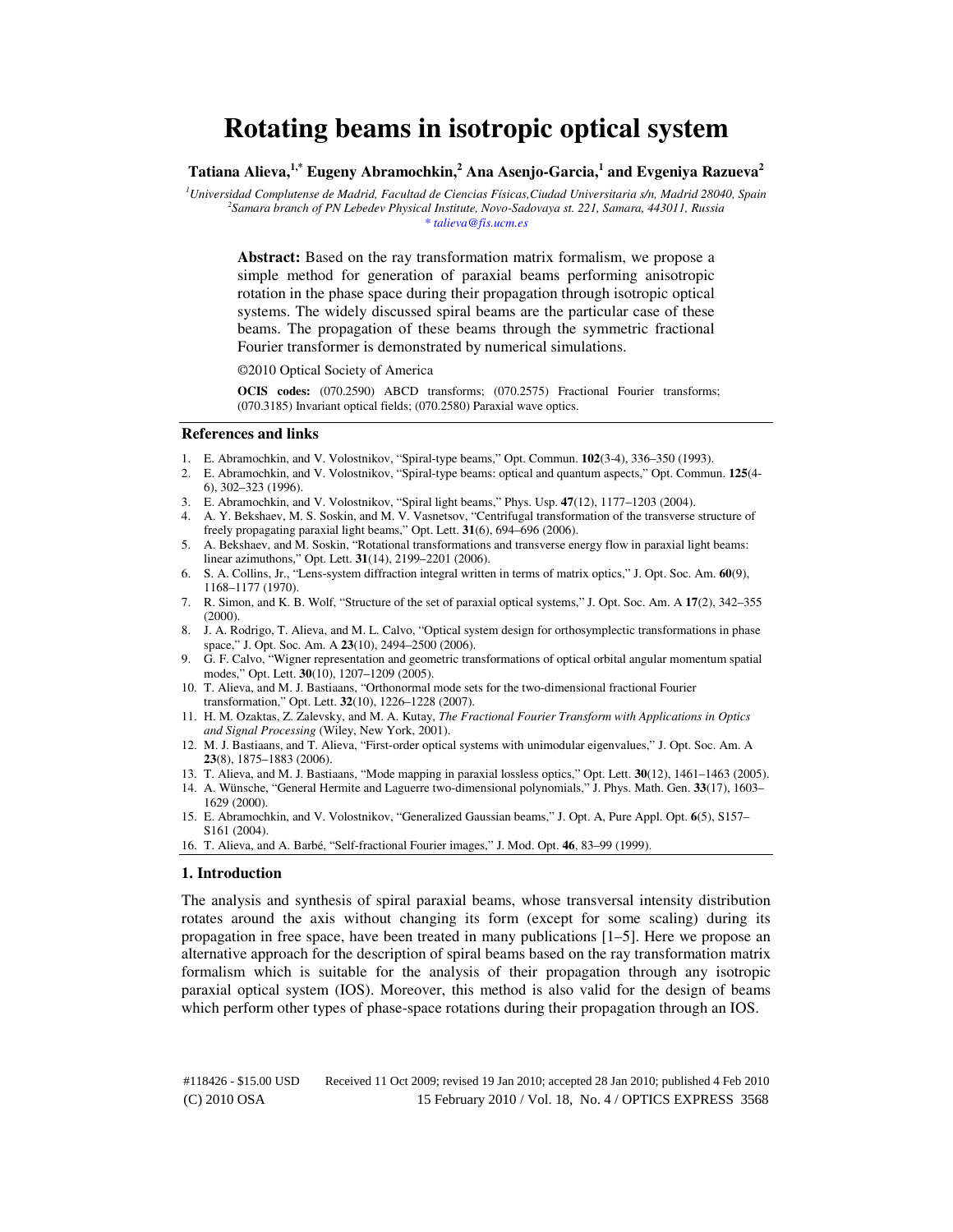# Rotating beams in isotropic optical system

**Tatiana Alieva,[1,*] Eugeny Abramochkin,[2] Ana Asenjo-Garcia,[1] and Evgeniya Razueva[2]**

[1]*Universidad Complutense de Madrid, Facultad de Ciencias Físicas,Ciudad Universitaria s/n, Madrid 28040, Spain*
[2]*Samara branch of PN Lebedev Physical Institute, Novo-Sadovaya st. 221, Samara, 443011, Russia*
*\* talieva@fis.ucm.es*

**Abstract:** Based on the ray transformation matrix formalism, we propose a simple method for generation of paraxial beams performing anisotropic rotation in the phase space during their propagation through isotropic optical systems. The widely discussed spiral beams are the particular case of these beams. The propagation of these beams through the symmetric fractional Fourier transformer is demonstrated by numerical simulations.

©2010 Optical Society of America

**OCIS codes:** (070.2590) ABCD transforms; (070.2575) Fractional Fourier transforms; (070.3185) Invariant optical fields; (070.2580) Paraxial wave optics.

### References and links

1. E. Abramochkin, and V. Volostnikov, "Spiral-type beams," Opt. Commun. **102**(3-4), 336–350 (1993).
2. E. Abramochkin, and V. Volostnikov, "Spiral-type beams: optical and quantum aspects," Opt. Commun. **125**(4-6), 302–323 (1996).
3. E. Abramochkin, and V. Volostnikov, "Spiral light beams," Phys. Usp. **47**(12), 1177–1203 (2004).
4. A. Y. Bekshaev, M. S. Soskin, and M. V. Vasnetsov, "Centrifugal transformation of the transverse structure of freely propagating paraxial light beams," Opt. Lett. **31**(6), 694–696 (2006).
5. A. Bekshaev, and M. Soskin, "Rotational transformations and transverse energy flow in paraxial light beams: linear azimuthons," Opt. Lett. **31**(14), 2199–2201 (2006).
6. S. A. Collins, Jr., "Lens-system diffraction integral written in terms of matrix optics," J. Opt. Soc. Am. **60**(9), 1168–1177 (1970).
7. R. Simon, and K. B. Wolf, "Structure of the set of paraxial optical systems," J. Opt. Soc. Am. A **17**(2), 342–355 (2000).
8. J. A. Rodrigo, T. Alieva, and M. L. Calvo, "Optical system design for orthosymplectic transformations in phase space," J. Opt. Soc. Am. A **23**(10), 2494–2500 (2006).
9. G. F. Calvo, "Wigner representation and geometric transformations of optical orbital angular momentum spatial modes," Opt. Lett. **30**(10), 1207–1209 (2005).
10. T. Alieva, and M. J. Bastiaans, "Orthonormal mode sets for the two-dimensional fractional Fourier transformation," Opt. Lett. **32**(10), 1226–1228 (2007).
11. H. M. Ozaktas, Z. Zalevsky, and M. A. Kutay, *The Fractional Fourier Transform with Applications in Optics and Signal Processing* (Wiley, New York, 2001).
12. M. J. Bastiaans, and T. Alieva, "First-order optical systems with unimodular eigenvalues," J. Opt. Soc. Am. A **23**(8), 1875–1883 (2006).
13. T. Alieva, and M. J. Bastiaans, "Mode mapping in paraxial lossless optics," Opt. Lett. **30**(12), 1461–1463 (2005).
14. A. Wünsche, "General Hermite and Laguerre two-dimensional polynomials," J. Phys. Math. Gen. **33**(17), 1603–1629 (2000).
15. E. Abramochkin, and V. Volostnikov, "Generalized Gaussian beams," J. Opt. A, Pure Appl. Opt. **6**(5), S157–S161 (2004).
16. T. Alieva, and A. Barbé, "Self-fractional Fourier images," J. Mod. Opt. **46**, 83–99 (1999).

## 1. Introduction

The analysis and synthesis of spiral paraxial beams, whose transversal intensity distribution rotates around the axis without changing its form (except for some scaling) during its propagation in free space, have been treated in many publications [1–5]. Here we propose an alternative approach for the description of spiral beams based on the ray transformation matrix formalism which is suitable for the analysis of their propagation through any isotropic paraxial optical system (IOS). Moreover, this method is also valid for the design of beams which perform other types of phase-space rotations during their propagation through an IOS.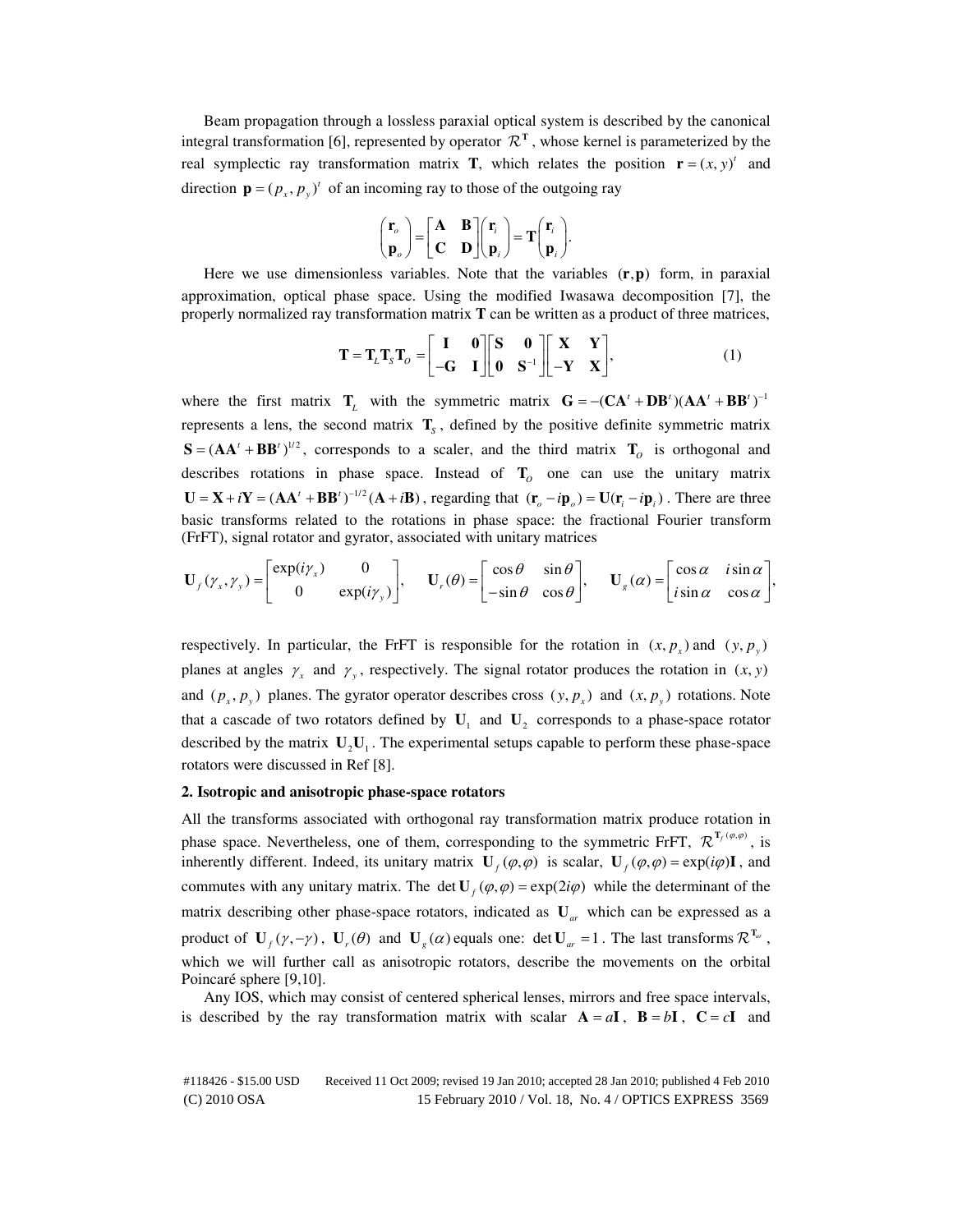Beam propagation through a lossless paraxial optical system is described by the canonical integral transformation [6], represented by operator $\mathcal{R}^{\mathbf{T}}$, whose kernel is parameterized by the real symplectic ray transformation matrix **T**, which relates the position $\mathbf{r} = (x, y)^t$ and direction $\mathbf{p} = (p_x, p_y)^t$ of an incoming ray to those of the outgoing ray

$$\begin{pmatrix} \mathbf{r}_o \\ \mathbf{p}_o \end{pmatrix} = \begin{bmatrix} \mathbf{A} & \mathbf{B} \\ \mathbf{C} & \mathbf{D} \end{bmatrix} \begin{pmatrix} \mathbf{r}_i \\ \mathbf{p}_i \end{pmatrix} = \mathbf{T} \begin{pmatrix} \mathbf{r}_i \\ \mathbf{p}_i \end{pmatrix}.$$

Here we use dimensionless variables. Note that the variables $(\mathbf{r}, \mathbf{p})$ form, in paraxial approximation, optical phase space. Using the modified Iwasawa decomposition [7], the properly normalized ray transformation matrix **T** can be written as a product of three matrices,

$$\mathbf{T} = \mathbf{T}_L \mathbf{T}_S \mathbf{T}_O = \begin{bmatrix} \mathbf{I} & \mathbf{0} \\ -\mathbf{G} & \mathbf{I} \end{bmatrix} \begin{bmatrix} \mathbf{S} & \mathbf{0} \\ \mathbf{0} & \mathbf{S}^{-1} \end{bmatrix} \begin{bmatrix} \mathbf{X} & \mathbf{Y} \\ -\mathbf{Y} & \mathbf{X} \end{bmatrix}, \tag{1}$$

where the first matrix $\mathbf{T}_L$ with the symmetric matrix $\mathbf{G} = -(\mathbf{C}\mathbf{A}^t + \mathbf{D}\mathbf{B}^t)(\mathbf{A}\mathbf{A}^t + \mathbf{B}\mathbf{B}^t)^{-1}$ represents a lens, the second matrix $\mathbf{T}_S$, defined by the positive definite symmetric matrix $\mathbf{S} = (\mathbf{A}\mathbf{A}^t + \mathbf{B}\mathbf{B}^t)^{1/2}$, corresponds to a scaler, and the third matrix $\mathbf{T}_O$ is orthogonal and describes rotations in phase space. Instead of $\mathbf{T}_O$ one can use the unitary matrix $\mathbf{U} = \mathbf{X} + i\mathbf{Y} = (\mathbf{A}\mathbf{A}^t + \mathbf{B}\mathbf{B}^t)^{-1/2}(\mathbf{A} + i\mathbf{B})$, regarding that $(\mathbf{r}_o - i\mathbf{p}_o) = \mathbf{U}(\mathbf{r}_i - i\mathbf{p}_i)$. There are three basic transforms related to the rotations in phase space: the fractional Fourier transform (FrFT), signal rotator and gyrator, associated with unitary matrices

$$\mathbf{U}_f(\gamma_x, \gamma_y) = \begin{bmatrix} \exp(i\gamma_x) & 0 \\ 0 & \exp(i\gamma_y) \end{bmatrix}, \quad \mathbf{U}_r(\theta) = \begin{bmatrix} \cos\theta & \sin\theta \\ -\sin\theta & \cos\theta \end{bmatrix}, \quad \mathbf{U}_g(\alpha) = \begin{bmatrix} \cos\alpha & i\sin\alpha \\ i\sin\alpha & \cos\alpha \end{bmatrix},$$

respectively. In particular, the FrFT is responsible for the rotation in $(x, p_x)$ and $(y, p_y)$ planes at angles $\gamma_x$ and $\gamma_y$, respectively. The signal rotator produces the rotation in $(x, y)$ and $(p_x, p_y)$ planes. The gyrator operator describes cross $(y, p_x)$ and $(x, p_y)$ rotations. Note that a cascade of two rotators defined by $\mathbf{U}_1$ and $\mathbf{U}_2$ corresponds to a phase-space rotator described by the matrix $\mathbf{U}_2\mathbf{U}_1$. The experimental setups capable to perform these phase-space rotators were discussed in Ref [8].

## 2. Isotropic and anisotropic phase-space rotators

All the transforms associated with orthogonal ray transformation matrix produce rotation in phase space. Nevertheless, one of them, corresponding to the symmetric FrFT, $\mathcal{R}^{\mathbf{T}_f(\varphi,\varphi)}$, is inherently different. Indeed, its unitary matrix $\mathbf{U}_f(\varphi, \varphi)$ is scalar, $\mathbf{U}_f(\varphi, \varphi) = \exp(i\varphi)\mathbf{I}$, and commutes with any unitary matrix. The $\det \mathbf{U}_f(\varphi, \varphi) = \exp(2i\varphi)$ while the determinant of the matrix describing other phase-space rotators, indicated as $\mathbf{U}_{ar}$ which can be expressed as a product of $\mathbf{U}_f(\gamma, -\gamma)$, $\mathbf{U}_r(\theta)$ and $\mathbf{U}_g(\alpha)$ equals one: $\det \mathbf{U}_{ar} = 1$. The last transforms $\mathcal{R}^{\mathbf{T}_{ar}}$, which we will further call as anisotropic rotators, describe the movements on the orbital Poincaré sphere [9,10].

Any IOS, which may consist of centered spherical lenses, mirrors and free space intervals, is described by the ray transformation matrix with scalar $\mathbf{A} = a\mathbf{I}$, $\mathbf{B} = b\mathbf{I}$, $\mathbf{C} = c\mathbf{I}$ and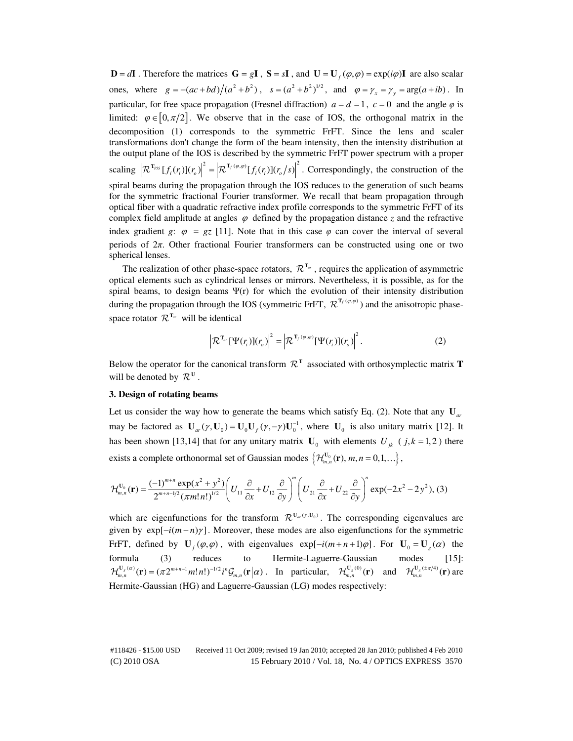$\mathbf{D} = d\mathbf{I}$ . Therefore the matrices $\mathbf{G} = g\mathbf{I}$ , $\mathbf{S} = s\mathbf{I}$ , and $\mathbf{U} = \mathbf{U}_f(\varphi,\varphi) = \exp(i\varphi)\mathbf{I}$ are also scalar ones, where $g = -(ac+bd)/(a^2+b^2)$ , $s = (a^2+b^2)^{1/2}$ , and $\varphi = \gamma_x = \gamma_y = \arg(a+ib)$ . In particular, for free space propagation (Fresnel diffraction) $a = d = 1$ , $c = 0$ and the angle $\varphi$ is limited: $\varphi \in [0, \pi/2]$. We observe that in the case of IOS, the orthogonal matrix in the decomposition (1) corresponds to the symmetric FrFT. Since the lens and scaler transformations don't change the form of the beam intensity, then the intensity distribution at the output plane of the IOS is described by the symmetric FrFT power spectrum with a proper scaling $\left|\mathcal{R}^{\mathbf{T}_{IOS}}[f_i(r_i)](r_o)\right|^2 = \left|\mathcal{R}^{\mathbf{T}_f(\varphi,\varphi)}[f_i(r_i)](r_o/s)\right|^2$ . Correspondingly, the construction of the spiral beams during the propagation through the IOS reduces to the generation of such beams for the symmetric fractional Fourier transformer. We recall that beam propagation through optical fiber with a quadratic refractive index profile corresponds to the symmetric FrFT of its complex field amplitude at angles $\varphi$ defined by the propagation distance $z$ and the refractive index gradient $g$: $\varphi = gz$ [11]. Note that in this case $\varphi$ can cover the interval of several periods of $2\pi$. Other fractional Fourier transformers can be constructed using one or two spherical lenses.

The realization of other phase-space rotators, $\mathcal{R}^{\mathbf{T}_{ar}}$ , requires the application of asymmetric optical elements such as cylindrical lenses or mirrors. Nevertheless, it is possible, as for the spiral beams, to design beams $\Psi(\mathrm{r})$ for which the evolution of their intensity distribution during the propagation through the IOS (symmetric FrFT, $\mathcal{R}^{\mathbf{T}_f(\varphi,\varphi)}$ ) and the anisotropic phase-space rotator $\mathcal{R}^{\mathbf{T}_{ar}}$ will be identical

$$\left|\mathcal{R}^{\mathbf{T}_{ar}}[\Psi(r_i)](r_o)\right|^2 = \left|\mathcal{R}^{\mathbf{T}_f(\varphi,\varphi)}[\Psi(r_i)](r_o)\right|^2. \tag{2}$$

Below the operator for the canonical transform $\mathcal{R}^{\mathbf{T}}$ associated with orthosymplectic matrix $\mathbf{T}$ will be denoted by $\mathcal{R}^{\mathbf{U}}$ .

### 3. Design of rotating beams

Let us consider the way how to generate the beams which satisfy Eq. (2). Note that any $\mathbf{U}_{ar}$ may be factored as $\mathbf{U}_{ar}(\gamma, \mathbf{U}_0) = \mathbf{U}_0 \mathbf{U}_f(\gamma, -\gamma)\mathbf{U}_0^{-1}$ , where $\mathbf{U}_0$ is also unitary matrix [12]. It has been shown [13,14] that for any unitary matrix $\mathbf{U}_0$ with elements $U_{jk}$ ( $j,k = 1,2$ ) there exists a complete orthonormal set of Gaussian modes $\left\{\mathcal{H}_{m,n}^{\mathbf{U}_0}(\mathbf{r}), m,n = 0,1,\ldots\right\}$,

$$\mathcal{H}_{m,n}^{\mathbf{U}_0}(\mathbf{r}) = \frac{(-1)^{m+n}\exp(x^2+y^2)}{2^{m+n-1/2}(\pi m!n!)^{1/2}}\left(U_{11}\frac{\partial}{\partial x}+U_{12}\frac{\partial}{\partial y}\right)^m\left(U_{21}\frac{\partial}{\partial x}+U_{22}\frac{\partial}{\partial y}\right)^n\exp(-2x^2-2y^2), \tag{3}$$

which are eigenfunctions for the transform $\mathcal{R}^{\mathbf{U}_{ar}(\gamma,\mathbf{U}_0)}$. The corresponding eigenvalues are given by $\exp[-i(m-n)\gamma]$. Moreover, these modes are also eigenfunctions for the symmetric FrFT, defined by $\mathbf{U}_f(\varphi,\varphi)$, with eigenvalues $\exp[-i(m+n+1)\varphi]$. For $\mathbf{U}_0 = \mathbf{U}_g(\alpha)$ the formula (3) reduces to Hermite-Laguerre-Gaussian modes [15]: $\mathcal{H}_{m,n}^{\mathbf{U}_g(\alpha)}(\mathbf{r}) = (\pi 2^{m+n-1}m!n!)^{-1/2} i^n \mathcal{G}_{m,n}(\mathbf{r}|\alpha)$ . In particular, $\mathcal{H}_{m,n}^{\mathbf{U}_g(0)}(\mathbf{r})$ and $\mathcal{H}_{m,n}^{\mathbf{U}_g(\pm\pi/4)}(\mathbf{r})$ are Hermite-Gaussian (HG) and Laguerre-Gaussian (LG) modes respectively: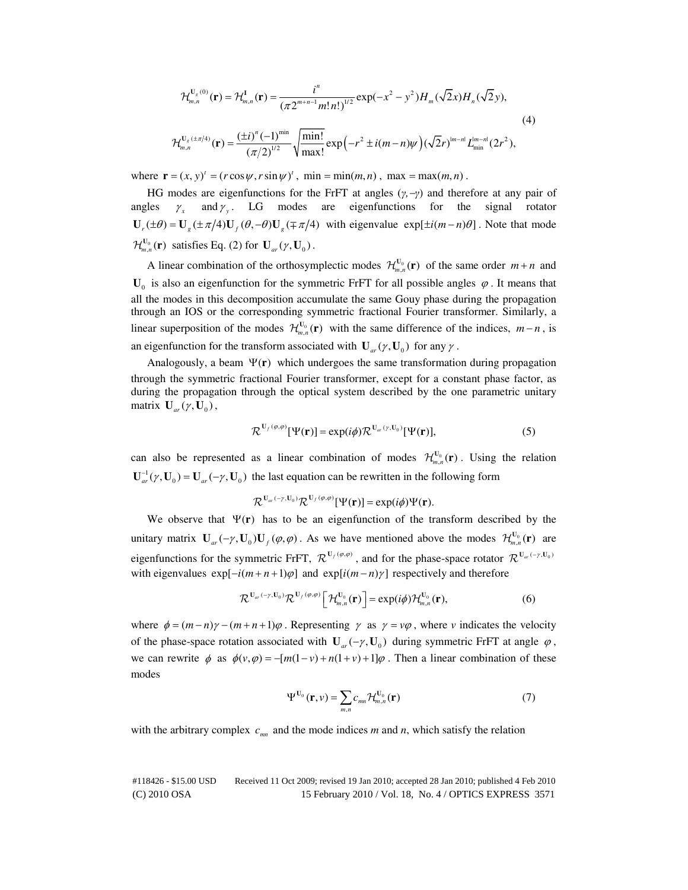$$\mathcal{H}_{m,n}^{\mathbf{U}_g(0)}(\mathbf{r}) = \mathcal{H}_{m,n}^{\mathbf{I}}(\mathbf{r}) = \frac{i^n}{(\pi 2^{m+n-1} m!\, n!)^{1/2}} \exp(-x^2 - y^2) H_m(\sqrt{2}x) H_n(\sqrt{2}y),$$

$$\mathcal{H}_{m,n}^{\mathbf{U}_g(\pm\pi/4)}(\mathbf{r}) = \frac{(\pm i)^n (-1)^{\min}}{(\pi/2)^{1/2}} \sqrt{\frac{\min!}{\max!}} \exp\left(-r^2 \pm i(m-n)\psi\right) (\sqrt{2}r)^{|m-n|} L_{\min}^{|m-n|}(2r^2), \tag{4}$$

where $\mathbf{r} = (x, y)^t = (r\cos\psi, r\sin\psi)^t$, $\min = \min(m,n)$, $\max = \max(m,n)$.

HG modes are eigenfunctions for the FrFT at angles $(\gamma, -\gamma)$ and therefore at any pair of angles $\gamma_x$ and $\gamma_y$. LG modes are eigenfunctions for the signal rotator $\mathbf{U}_r(\pm\theta) = \mathbf{U}_g(\pm\pi/4)\mathbf{U}_f(\theta, -\theta)\mathbf{U}_g(\mp\pi/4)$ with eigenvalue $\exp[\pm i(m-n)\theta]$. Note that mode $\mathcal{H}_{m,n}^{\mathbf{U}_0}(\mathbf{r})$ satisfies Eq. (2) for $\mathbf{U}_{ar}(\gamma, \mathbf{U}_0)$.

A linear combination of the orthosymplectic modes $\mathcal{H}_{m,n}^{\mathbf{U}_0}(\mathbf{r})$ of the same order $m+n$ and $\mathbf{U}_0$ is also an eigenfunction for the symmetric FrFT for all possible angles $\varphi$. It means that all the modes in this decomposition accumulate the same Gouy phase during the propagation through an IOS or the corresponding symmetric fractional Fourier transformer. Similarly, a linear superposition of the modes $\mathcal{H}_{m,n}^{\mathbf{U}_0}(\mathbf{r})$ with the same difference of the indices, $m-n$, is an eigenfunction for the transform associated with $\mathbf{U}_{ar}(\gamma, \mathbf{U}_0)$ for any $\gamma$.

Analogously, a beam $\Psi(\mathbf{r})$ which undergoes the same transformation during propagation through the symmetric fractional Fourier transformer, except for a constant phase factor, as during the propagation through the optical system described by the one parametric unitary matrix $\mathbf{U}_{ar}(\gamma, \mathbf{U}_0)$,

$$\mathcal{R}^{\mathbf{U}_f(\varphi,\varphi)}[\Psi(\mathbf{r})] = \exp(i\phi)\mathcal{R}^{\mathbf{U}_{ar}(\gamma,\mathbf{U}_0)}[\Psi(\mathbf{r})], \tag{5}$$

can also be represented as a linear combination of modes $\mathcal{H}_{m,n}^{\mathbf{U}_0}(\mathbf{r})$. Using the relation $\mathbf{U}_{ar}^{-1}(\gamma, \mathbf{U}_0) = \mathbf{U}_{ar}(-\gamma, \mathbf{U}_0)$ the last equation can be rewritten in the following form

$$\mathcal{R}^{\mathbf{U}_{ar}(-\gamma,\mathbf{U}_0)}\mathcal{R}^{\mathbf{U}_f(\varphi,\varphi)}[\Psi(\mathbf{r})] = \exp(i\phi)\Psi(\mathbf{r}).$$

We observe that $\Psi(\mathbf{r})$ has to be an eigenfunction of the transform described by the unitary matrix $\mathbf{U}_{ar}(-\gamma, \mathbf{U}_0)\mathbf{U}_f(\varphi, \varphi)$. As we have mentioned above the modes $\mathcal{H}_{m,n}^{\mathbf{U}_0}(\mathbf{r})$ are eigenfunctions for the symmetric FrFT, $\mathcal{R}^{\mathbf{U}_f(\varphi,\varphi)}$, and for the phase-space rotator $\mathcal{R}^{\mathbf{U}_{ar}(-\gamma,\mathbf{U}_0)}$ with eigenvalues $\exp[-i(m+n+1)\varphi]$ and $\exp[i(m-n)\gamma]$ respectively and therefore

$$\mathcal{R}^{\mathbf{U}_{ar}(-\gamma,\mathbf{U}_0)}\mathcal{R}^{\mathbf{U}_f(\varphi,\varphi)}\left[\mathcal{H}_{m,n}^{\mathbf{U}_0}(\mathbf{r})\right] = \exp(i\phi)\mathcal{H}_{m,n}^{\mathbf{U}_0}(\mathbf{r}), \tag{6}$$

where $\phi = (m-n)\gamma - (m+n+1)\varphi$. Representing $\gamma$ as $\gamma = v\varphi$, where $v$ indicates the velocity of the phase-space rotation associated with $\mathbf{U}_{ar}(-\gamma, \mathbf{U}_0)$ during symmetric FrFT at angle $\varphi$, we can rewrite $\phi$ as $\phi(v, \varphi) = -[m(1-v) + n(1+v) + 1]\varphi$. Then a linear combination of these modes

$$\Psi^{\mathbf{U}_0}(\mathbf{r}, v) = \sum_{m,n} c_{mn}\mathcal{H}_{m,n}^{\mathbf{U}_0}(\mathbf{r}) \tag{7}$$

with the arbitrary complex $c_{mn}$ and the mode indices $m$ and $n$, which satisfy the relation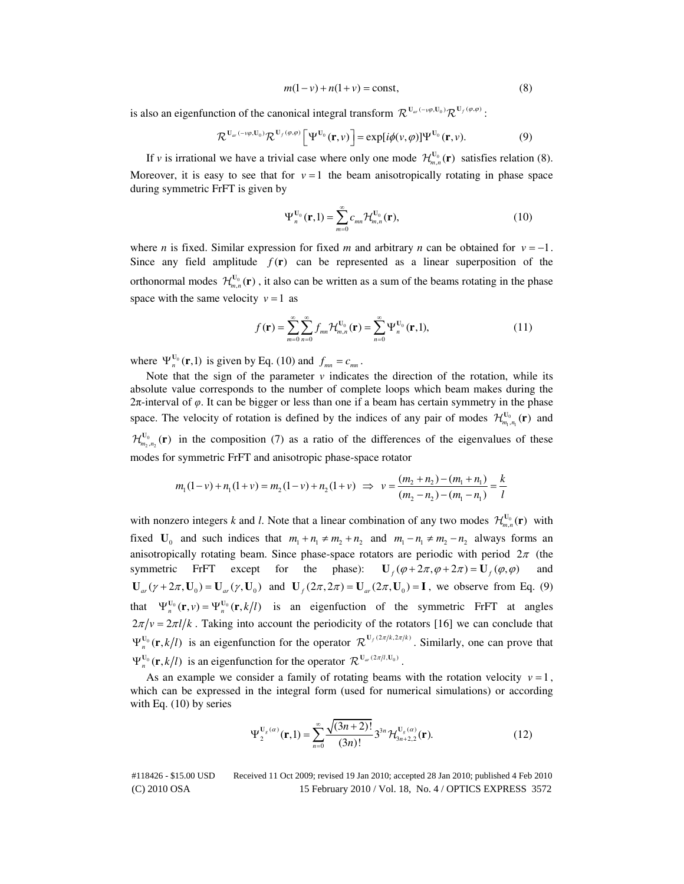$$m(1-v)+n(1+v)=\text{const}, \tag{8}$$

is also an eigenfunction of the canonical integral transform $\mathcal{R}^{\mathbf{U}_{ar}(-v\varphi,\mathbf{U}_0)}\mathcal{R}^{\mathbf{U}_f(\varphi,\varphi)}$:

$$\mathcal{R}^{\mathbf{U}_{ar}(-v\varphi,\mathbf{U}_0)}\mathcal{R}^{\mathbf{U}_f(\varphi,\varphi)}\left[\Psi^{\mathbf{U}_0}(\mathbf{r},v)\right]=\exp[i\phi(v,\varphi)]\Psi^{\mathbf{U}_0}(\mathbf{r},v). \tag{9}$$

If $v$ is irrational we have a trivial case where only one mode $\mathcal{H}_{m,n}^{\mathbf{U}_0}(\mathbf{r})$ satisfies relation (8). Moreover, it is easy to see that for $v=1$ the beam anisotropically rotating in phase space during symmetric FrFT is given by

$$\Psi_n^{\mathbf{U}_0}(\mathbf{r},1)=\sum_{m=0}^{\infty}c_{mn}\mathcal{H}_{m,n}^{\mathbf{U}_0}(\mathbf{r}), \tag{10}$$

where $n$ is fixed. Similar expression for fixed $m$ and arbitrary $n$ can be obtained for $v=-1$. Since any field amplitude $f(\mathbf{r})$ can be represented as a linear superposition of the orthonormal modes $\mathcal{H}_{m,n}^{\mathbf{U}_0}(\mathbf{r})$, it also can be written as a sum of the beams rotating in the phase space with the same velocity $v=1$ as

$$f(\mathbf{r})=\sum_{m=0}^{\infty}\sum_{n=0}^{\infty}f_{mn}\mathcal{H}_{m,n}^{\mathbf{U}_0}(\mathbf{r})=\sum_{n=0}^{\infty}\Psi_n^{\mathbf{U}_0}(\mathbf{r},1), \tag{11}$$

where $\Psi_n^{\mathbf{U}_0}(\mathbf{r},1)$ is given by Eq. (10) and $f_{mn}=c_{mn}$.

Note that the sign of the parameter $v$ indicates the direction of the rotation, while its absolute value corresponds to the number of complete loops which beam makes during the $2\pi$-interval of $\varphi$. It can be bigger or less than one if a beam has certain symmetry in the phase space. The velocity of rotation is defined by the indices of any pair of modes $\mathcal{H}_{m_1,n_1}^{\mathbf{U}_0}(\mathbf{r})$ and $\mathcal{H}_{m_2,n_2}^{\mathbf{U}_0}(\mathbf{r})$ in the composition (7) as a ratio of the differences of the eigenvalues of these modes for symmetric FrFT and anisotropic phase-space rotator

$$m_1(1-v)+n_1(1+v)=m_2(1-v)+n_2(1+v) \;\Rightarrow\; v=\frac{(m_2+n_2)-(m_1+n_1)}{(m_2-n_2)-(m_1-n_1)}=\frac{k}{l}$$

with nonzero integers $k$ and $l$. Note that a linear combination of any two modes $\mathcal{H}_{m,n}^{\mathbf{U}_0}(\mathbf{r})$ with fixed $\mathbf{U}_0$ and such indices that $m_1+n_1\neq m_2+n_2$ and $m_1-n_1\neq m_2-n_2$ always forms an anisotropically rotating beam. Since phase-space rotators are periodic with period $2\pi$ (the symmetric FrFT except for the phase): $\mathbf{U}_f(\varphi+2\pi,\varphi+2\pi)=\mathbf{U}_f(\varphi,\varphi)$ and $\mathbf{U}_{ar}(\gamma+2\pi,\mathbf{U}_0)=\mathbf{U}_{ar}(\gamma,\mathbf{U}_0)$ and $\mathbf{U}_f(2\pi,2\pi)=\mathbf{U}_{ar}(2\pi,\mathbf{U}_0)=\mathbf{I}$, we observe from Eq. (9) that $\Psi_n^{\mathbf{U}_0}(\mathbf{r},v)=\Psi_n^{\mathbf{U}_0}(\mathbf{r},k/l)$ is an eigenfuction of the symmetric FrFT at angles $2\pi/v=2\pi l/k$. Taking into account the periodicity of the rotators [16] we can conclude that $\Psi_n^{\mathbf{U}_0}(\mathbf{r},k/l)$ is an eigenfunction for the operator $\mathcal{R}^{\mathbf{U}_f(2\pi/k,2\pi/k)}$. Similarly, one can prove that $\Psi_n^{\mathbf{U}_0}(\mathbf{r},k/l)$ is an eigenfunction for the operator $\mathcal{R}^{\mathbf{U}_{ar}(2\pi/l,\mathbf{U}_0)}$.

As an example we consider a family of rotating beams with the rotation velocity $v=1$, which can be expressed in the integral form (used for numerical simulations) or according with Eq. (10) by series

$$\Psi_2^{\mathbf{U}_g(\alpha)}(\mathbf{r},1)=\sum_{n=0}^{\infty}\frac{\sqrt{(3n+2)!}}{(3n)!}3^{3n}\mathcal{H}_{3n+2,2}^{\mathbf{U}_g(\alpha)}(\mathbf{r}). \tag{12}$$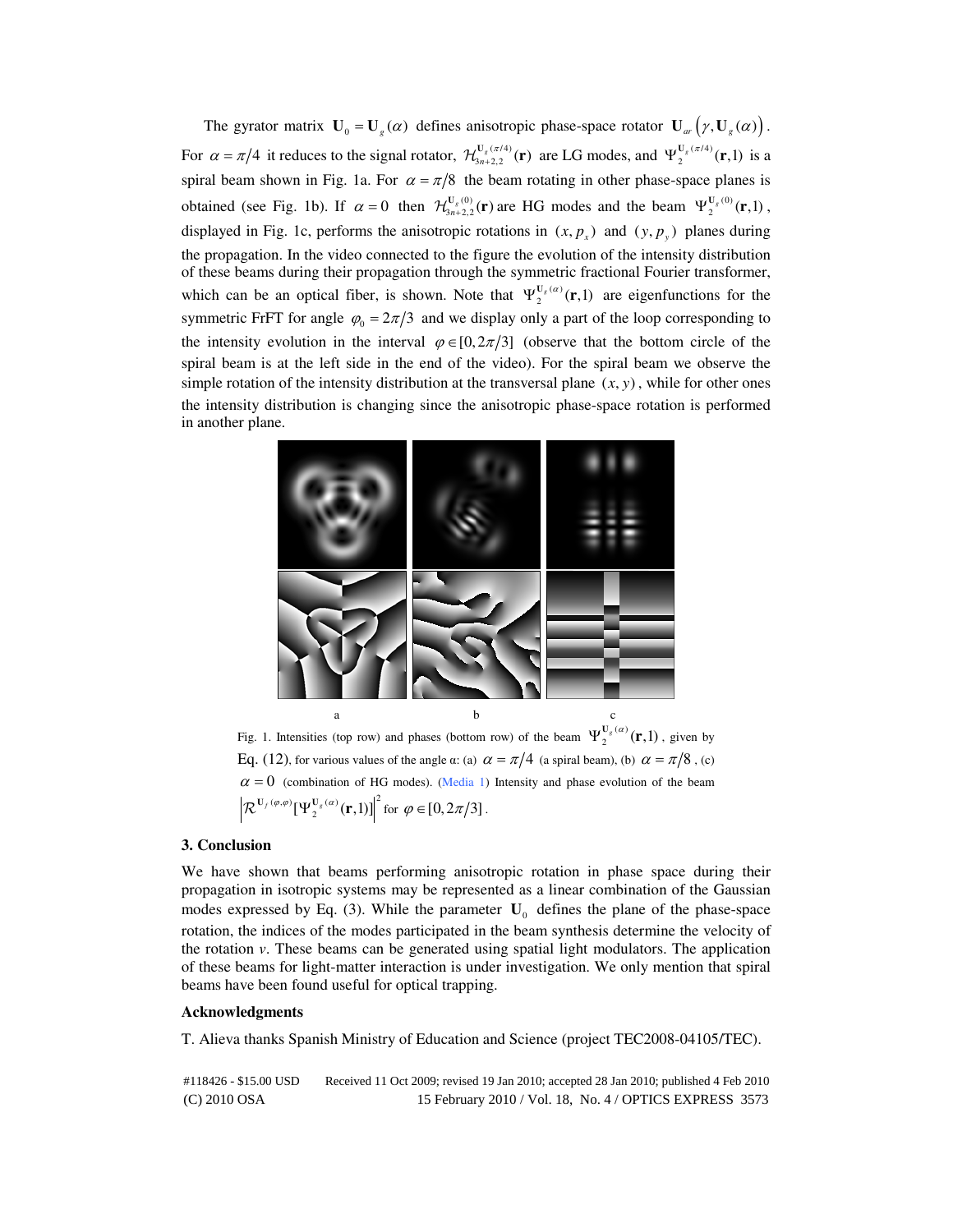The gyrator matrix $\mathbf{U}_0 = \mathbf{U}_g(\alpha)$ defines anisotropic phase-space rotator $\mathbf{U}_{ar}\left(\gamma, \mathbf{U}_g(\alpha)\right)$. For $\alpha = \pi/4$ it reduces to the signal rotator, $\mathcal{H}_{3n+2,2}^{\mathbf{U}_g(\pi/4)}(\mathbf{r})$ are LG modes, and $\Psi_2^{\mathbf{U}_g(\pi/4)}(\mathbf{r},1)$ is a spiral beam shown in Fig. 1a. For $\alpha = \pi/8$ the beam rotating in other phase-space planes is obtained (see Fig. 1b). If $\alpha = 0$ then $\mathcal{H}_{3n+2,2}^{\mathbf{U}_g(0)}(\mathbf{r})$ are HG modes and the beam $\Psi_2^{\mathbf{U}_g(0)}(\mathbf{r},1)$, displayed in Fig. 1c, performs the anisotropic rotations in $(x, p_x)$ and $(y, p_y)$ planes during the propagation. In the video connected to the figure the evolution of the intensity distribution of these beams during their propagation through the symmetric fractional Fourier transformer, which can be an optical fiber, is shown. Note that $\Psi_2^{\mathbf{U}_g(\alpha)}(\mathbf{r},1)$ are eigenfunctions for the symmetric FrFT for angle $\varphi_0 = 2\pi/3$ and we display only a part of the loop corresponding to the intensity evolution in the interval $\varphi \in [0, 2\pi/3]$ (observe that the bottom circle of the spiral beam is at the left side in the end of the video). For the spiral beam we observe the simple rotation of the intensity distribution at the transversal plane $(x, y)$, while for other ones the intensity distribution is changing since the anisotropic phase-space rotation is performed in another plane.

a b c

Fig. 1. Intensities (top row) and phases (bottom row) of the beam $\Psi_2^{\mathbf{U}_g(\alpha)}(\mathbf{r},1)$, given by Eq. (12), for various values of the angle α: (a) $\alpha = \pi/4$ (a spiral beam), (b) $\alpha = \pi/8$, (c) $\alpha = 0$ (combination of HG modes). (Media 1) Intensity and phase evolution of the beam $\left|\mathcal{R}^{\mathbf{U}_f(\varphi,\varphi)}[\Psi_2^{\mathbf{U}_g(\alpha)}(\mathbf{r},1)]\right|^2$ for $\varphi \in [0, 2\pi/3]$.

### 3. Conclusion

We have shown that beams performing anisotropic rotation in phase space during their propagation in isotropic systems may be represented as a linear combination of the Gaussian modes expressed by Eq. (3). While the parameter $\mathbf{U}_0$ defines the plane of the phase-space rotation, the indices of the modes participated in the beam synthesis determine the velocity of the rotation *v*. These beams can be generated using spatial light modulators. The application of these beams for light-matter interaction is under investigation. We only mention that spiral beams have been found useful for optical trapping.

### Acknowledgments

T. Alieva thanks Spanish Ministry of Education and Science (project TEC2008-04105/TEC).

#118426 - $15.00 USD Received 11 Oct 2009; revised 19 Jan 2010; accepted 28 Jan 2010; published 4 Feb 2010
(C) 2010 OSA